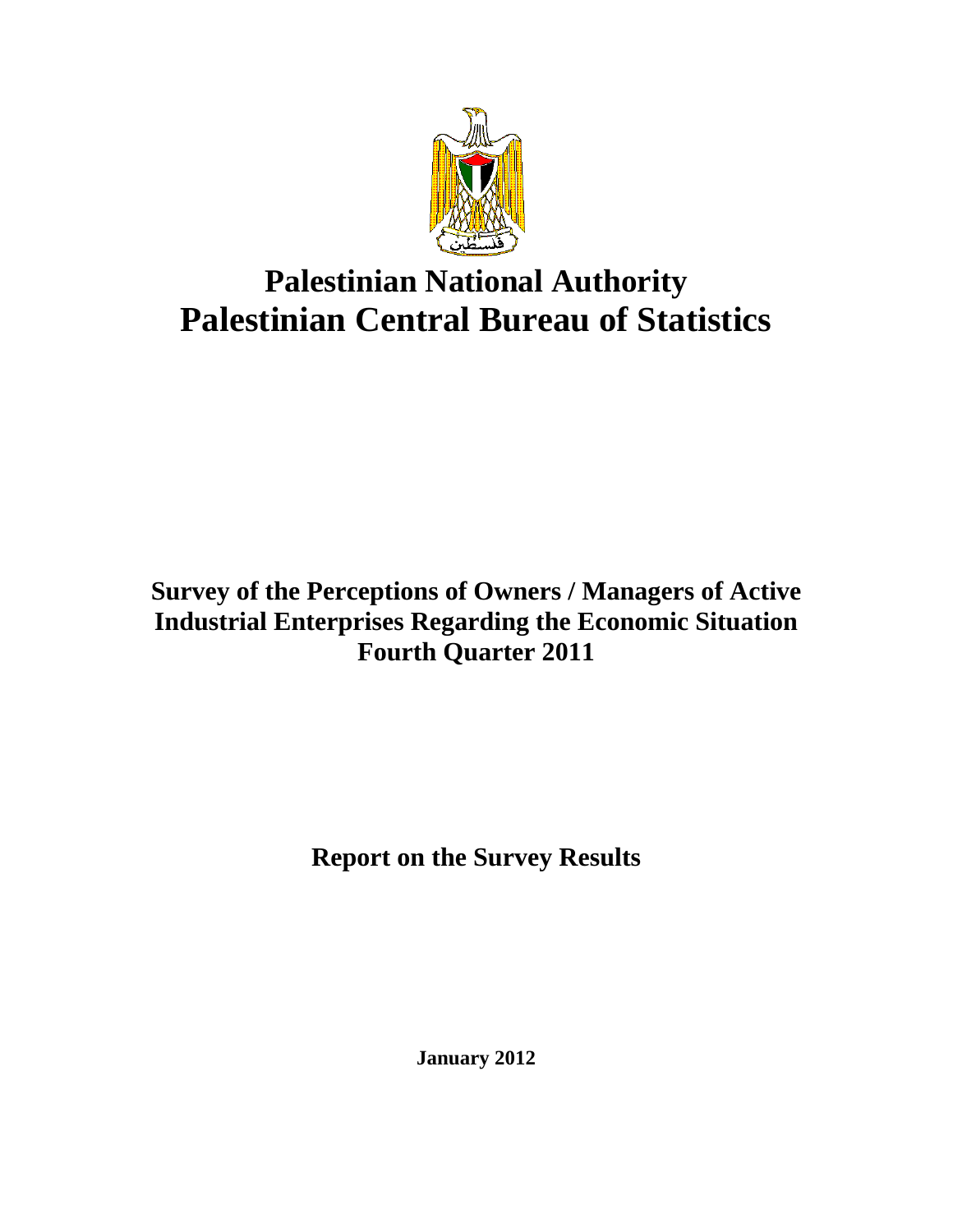# Palestinian National Authority
# Palestinian Central Bureau of Statistics

## Survey of the Perceptions of Owners / Managers of Active Industrial Enterprises Regarding the Economic Situation Fourth Quarter 2011

## Report on the Survey Results

**January 2012**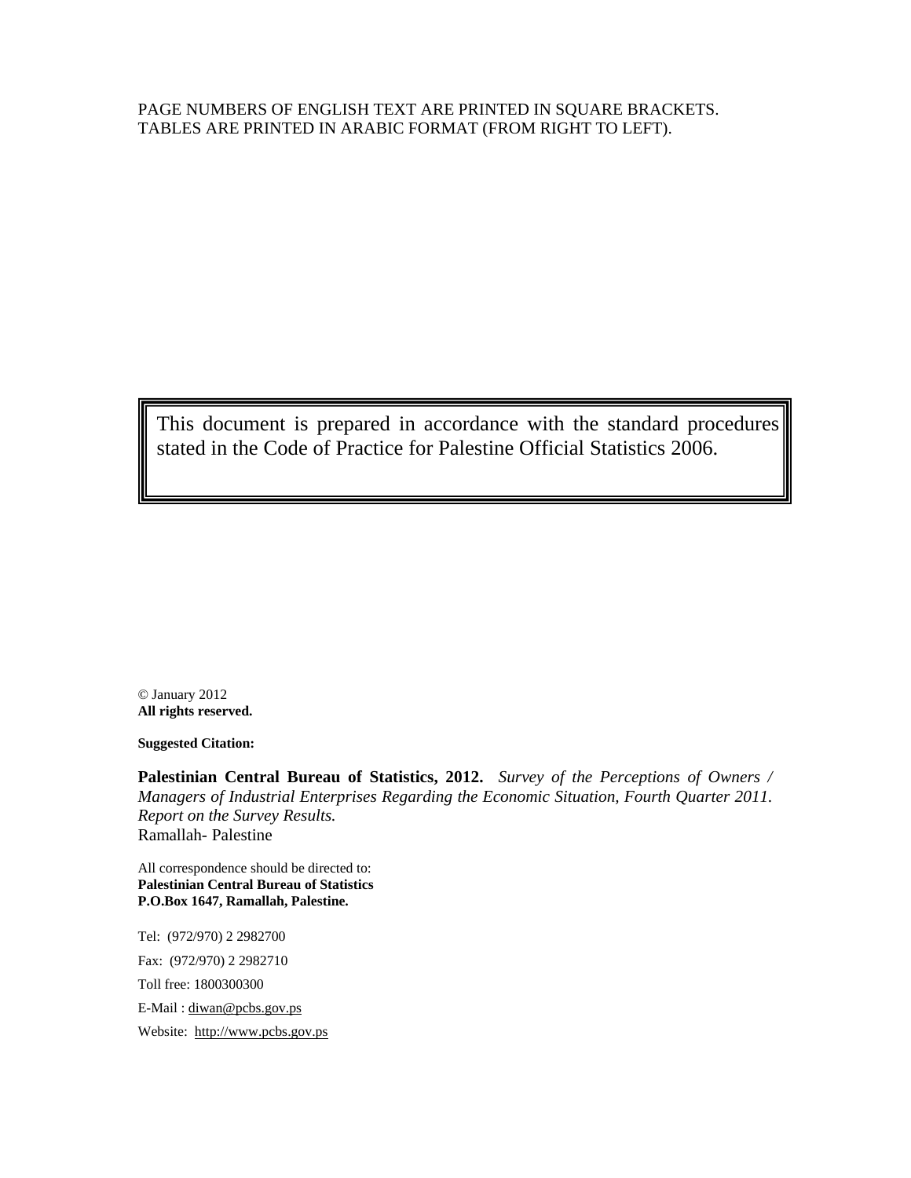PAGE NUMBERS OF ENGLISH TEXT ARE PRINTED IN SQUARE BRACKETS.
TABLES ARE PRINTED IN ARABIC FORMAT (FROM RIGHT TO LEFT).

This document is prepared in accordance with the standard procedures stated in the Code of Practice for Palestine Official Statistics 2006.

© January 2012
**All rights reserved.**

**Suggested Citation:**

**Palestinian Central Bureau of Statistics, 2012.** *Survey of the Perceptions of Owners / Managers of Industrial Enterprises Regarding the Economic Situation, Fourth Quarter 2011. Report on the Survey Results.*
Ramallah- Palestine

All correspondence should be directed to:
**Palestinian Central Bureau of Statistics**
**P.O.Box 1647, Ramallah, Palestine.**

Tel: (972/970) 2 2982700

Fax: (972/970) 2 2982710

Toll free: 1800300300

E-Mail : diwan@pcbs.gov.ps

Website: http://www.pcbs.gov.ps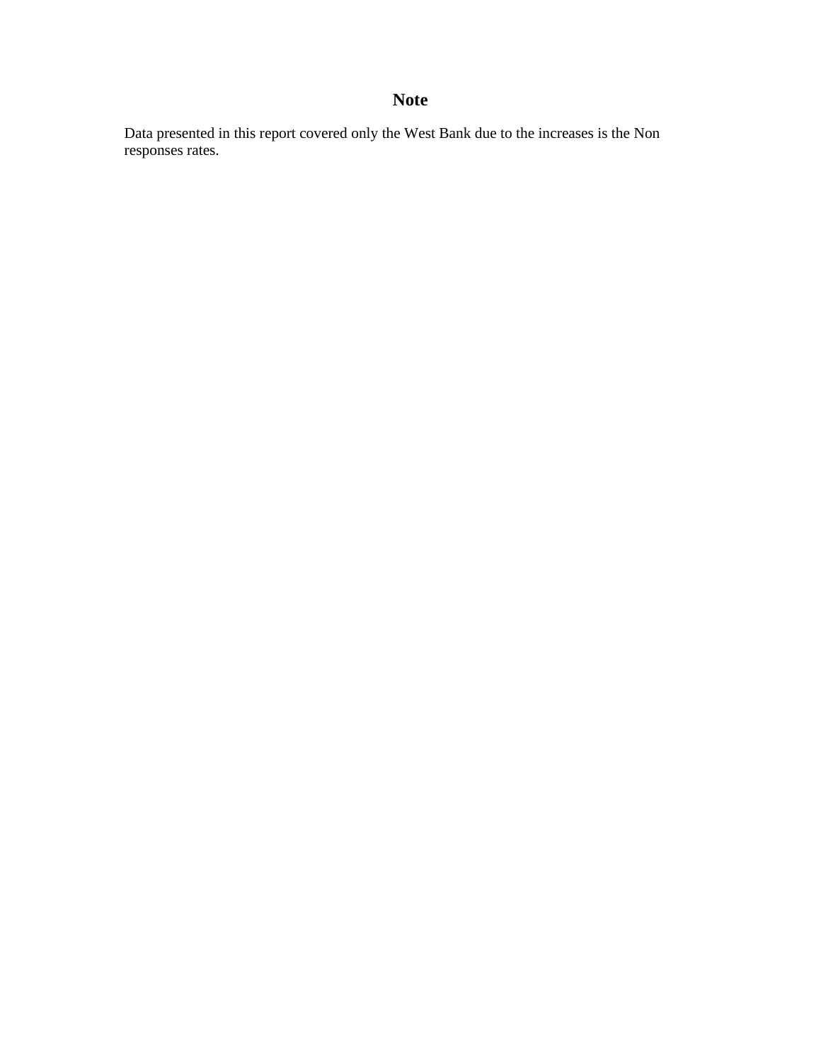## Note

Data presented in this report covered only the West Bank due to the increases is the Non responses rates.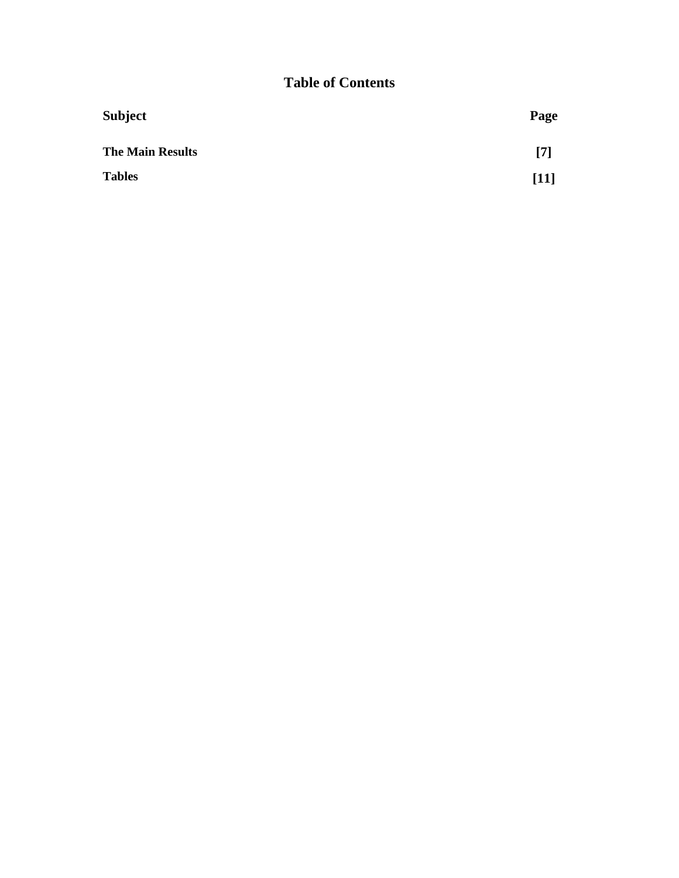# Table of Contents

| Subject | Page |
|---|---|
| **The Main Results** | **[7]** |
| **Tables** | **[11]** |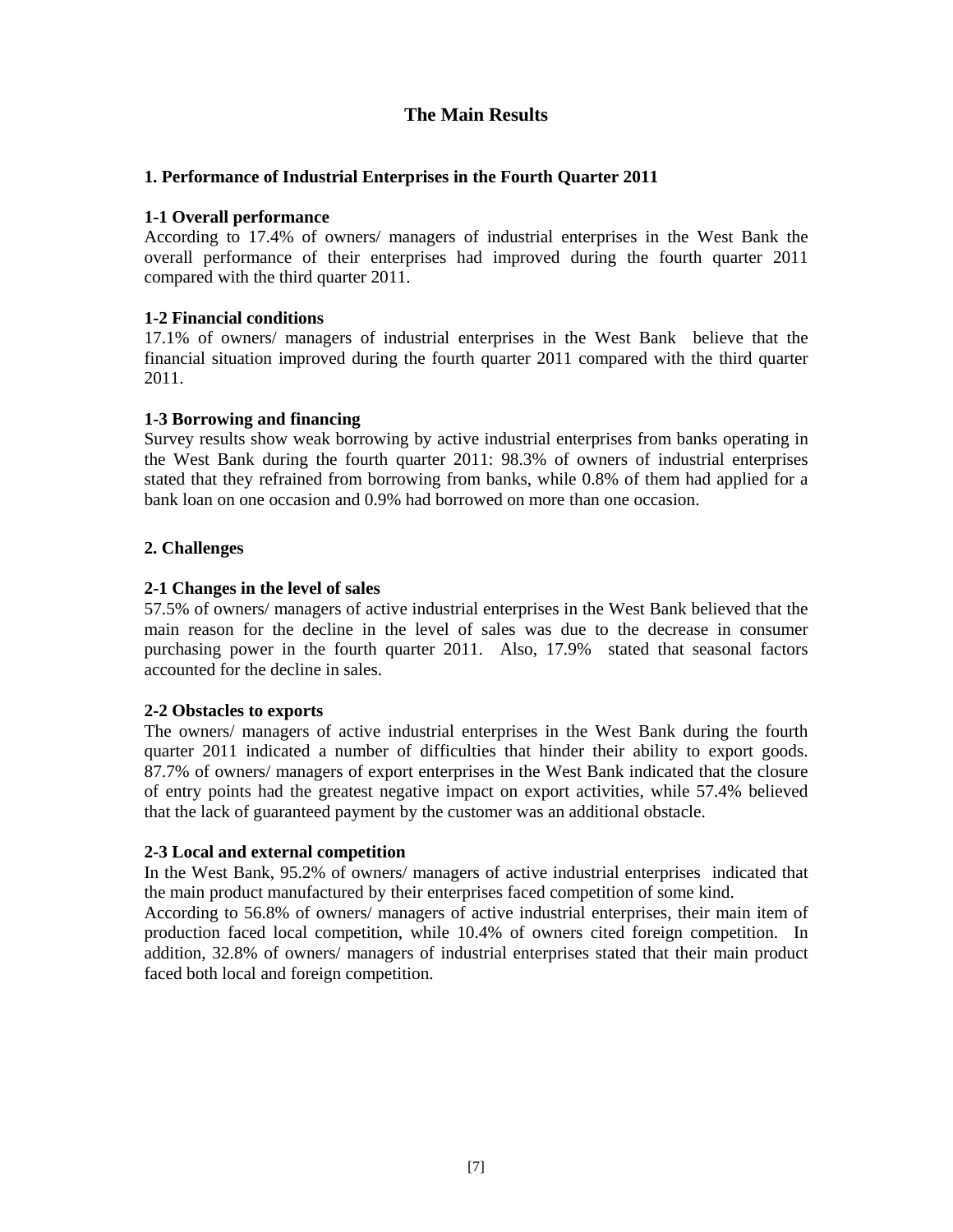# The Main Results

## 1. Performance of Industrial Enterprises in the Fourth Quarter 2011

### 1-1 Overall performance

According to 17.4% of owners/ managers of industrial enterprises in the West Bank the overall performance of their enterprises had improved during the fourth quarter 2011 compared with the third quarter 2011.

### 1-2 Financial conditions

17.1% of owners/ managers of industrial enterprises in the West Bank believe that the financial situation improved during the fourth quarter 2011 compared with the third quarter 2011.

### 1-3 Borrowing and financing

Survey results show weak borrowing by active industrial enterprises from banks operating in the West Bank during the fourth quarter 2011: 98.3% of owners of industrial enterprises stated that they refrained from borrowing from banks, while 0.8% of them had applied for a bank loan on one occasion and 0.9% had borrowed on more than one occasion.

## 2. Challenges

### 2-1 Changes in the level of sales

57.5% of owners/ managers of active industrial enterprises in the West Bank believed that the main reason for the decline in the level of sales was due to the decrease in consumer purchasing power in the fourth quarter 2011. Also, 17.9% stated that seasonal factors accounted for the decline in sales.

### 2-2 Obstacles to exports

The owners/ managers of active industrial enterprises in the West Bank during the fourth quarter 2011 indicated a number of difficulties that hinder their ability to export goods. 87.7% of owners/ managers of export enterprises in the West Bank indicated that the closure of entry points had the greatest negative impact on export activities, while 57.4% believed that the lack of guaranteed payment by the customer was an additional obstacle.

### 2-3 Local and external competition

In the West Bank, 95.2% of owners/ managers of active industrial enterprises indicated that the main product manufactured by their enterprises faced competition of some kind.

According to 56.8% of owners/ managers of active industrial enterprises, their main item of production faced local competition, while 10.4% of owners cited foreign competition. In addition, 32.8% of owners/ managers of industrial enterprises stated that their main product faced both local and foreign competition.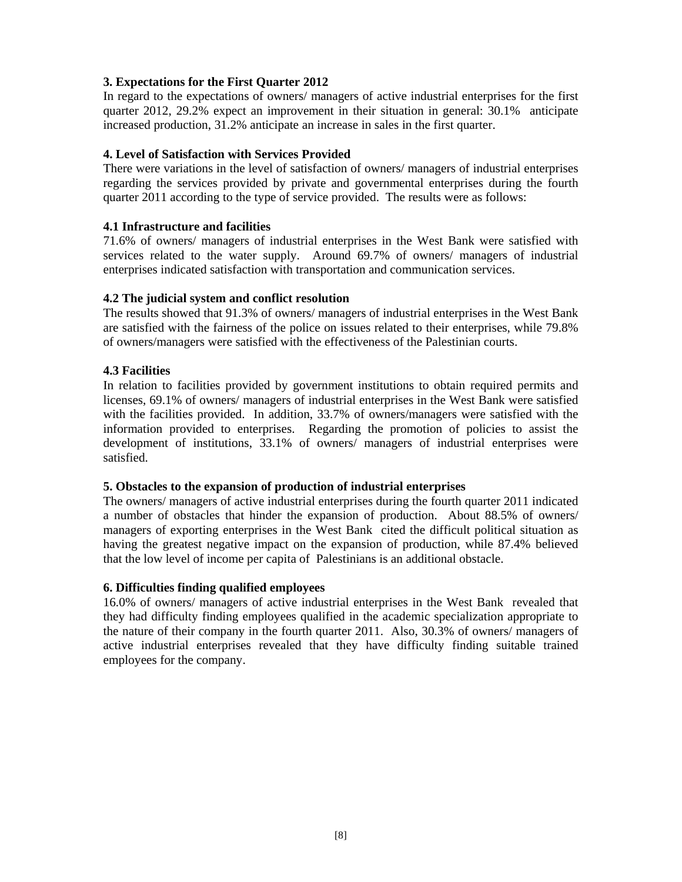### 3. Expectations for the First Quarter 2012

In regard to the expectations of owners/ managers of active industrial enterprises for the first quarter 2012, 29.2% expect an improvement in their situation in general: 30.1% anticipate increased production, 31.2% anticipate an increase in sales in the first quarter.

### 4. Level of Satisfaction with Services Provided

There were variations in the level of satisfaction of owners/ managers of industrial enterprises regarding the services provided by private and governmental enterprises during the fourth quarter 2011 according to the type of service provided. The results were as follows:

#### 4.1 Infrastructure and facilities

71.6% of owners/ managers of industrial enterprises in the West Bank were satisfied with services related to the water supply. Around 69.7% of owners/ managers of industrial enterprises indicated satisfaction with transportation and communication services.

#### 4.2 The judicial system and conflict resolution

The results showed that 91.3% of owners/ managers of industrial enterprises in the West Bank are satisfied with the fairness of the police on issues related to their enterprises, while 79.8% of owners/managers were satisfied with the effectiveness of the Palestinian courts.

#### 4.3 Facilities

In relation to facilities provided by government institutions to obtain required permits and licenses, 69.1% of owners/ managers of industrial enterprises in the West Bank were satisfied with the facilities provided. In addition, 33.7% of owners/managers were satisfied with the information provided to enterprises. Regarding the promotion of policies to assist the development of institutions, 33.1% of owners/ managers of industrial enterprises were satisfied.

### 5. Obstacles to the expansion of production of industrial enterprises

The owners/ managers of active industrial enterprises during the fourth quarter 2011 indicated a number of obstacles that hinder the expansion of production. About 88.5% of owners/ managers of exporting enterprises in the West Bank cited the difficult political situation as having the greatest negative impact on the expansion of production, while 87.4% believed that the low level of income per capita of Palestinians is an additional obstacle.

### 6. Difficulties finding qualified employees

16.0% of owners/ managers of active industrial enterprises in the West Bank revealed that they had difficulty finding employees qualified in the academic specialization appropriate to the nature of their company in the fourth quarter 2011. Also, 30.3% of owners/ managers of active industrial enterprises revealed that they have difficulty finding suitable trained employees for the company.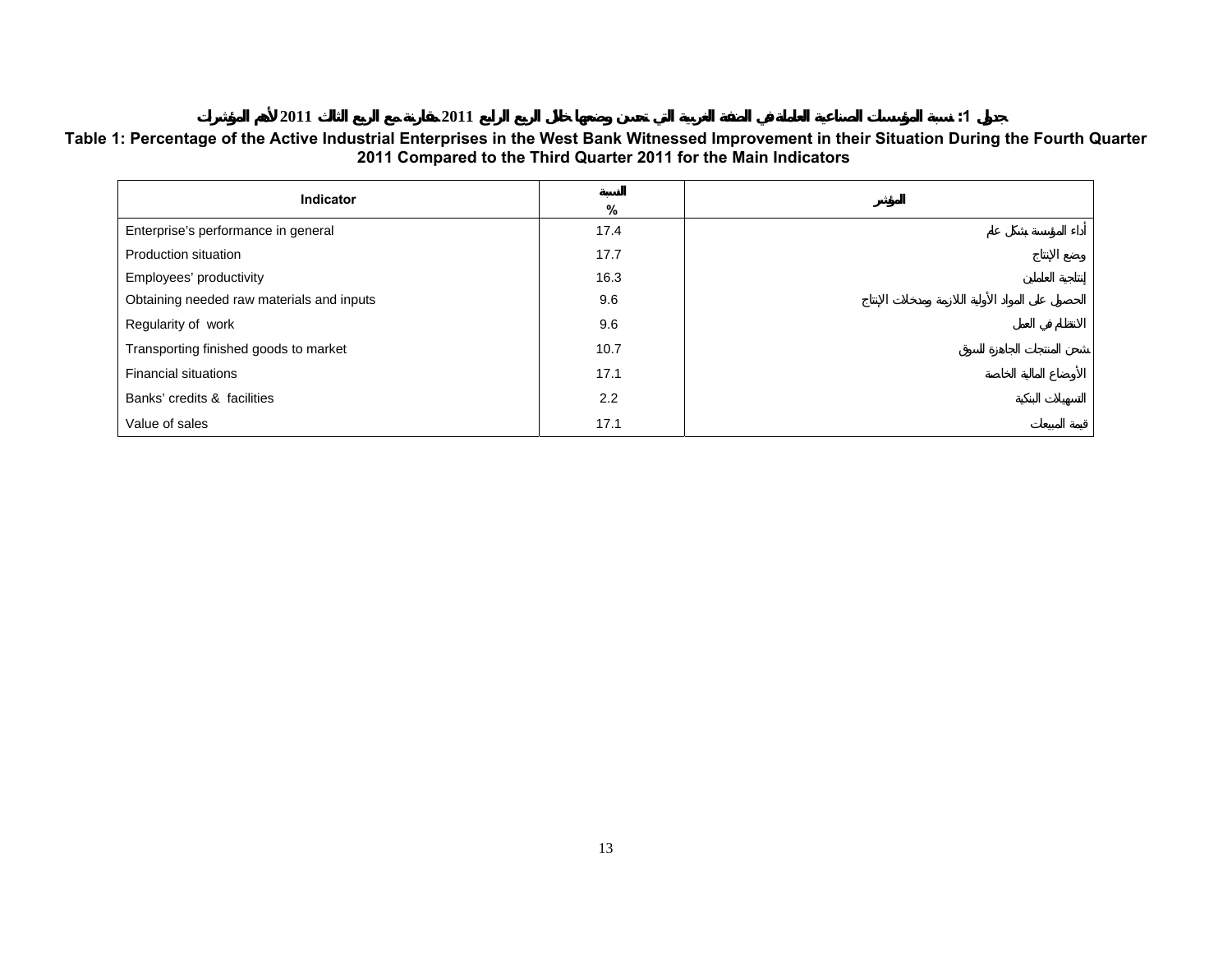جدول 1: نسبة المؤسسات الصناعية العاملة في الضفة الغربية التي تحسن وضعها خلال الربع الرابع 2011 مقارنة مع الربع الثالث 2011 لأهم المؤشرات

**Table 1: Percentage of the Active Industrial Enterprises in the West Bank Witnessed Improvement in their Situation During the Fourth Quarter 2011 Compared to the Third Quarter 2011 for the Main Indicators**

| Indicator | النسبة % | المؤشر |
|---|---|---|
| Enterprise's performance in general | 17.4 | أداء المؤسسة بشكل عام |
| Production situation | 17.7 | وضع الإنتاج |
| Employees' productivity | 16.3 | إنتاجية العاملين |
| Obtaining needed raw materials and inputs | 9.6 | الحصول على المواد الأولية اللازمة ومدخلات الإنتاج |
| Regularity of work | 9.6 | الانتظام في العمل |
| Transporting finished goods to market | 10.7 | شحن المنتجات الجاهزة للسوق |
| Financial situations | 17.1 | الأوضاع المالية الخاصة |
| Banks' credits & facilities | 2.2 | التسهيلات البنكية |
| Value of sales | 17.1 | قيمة المبيعات |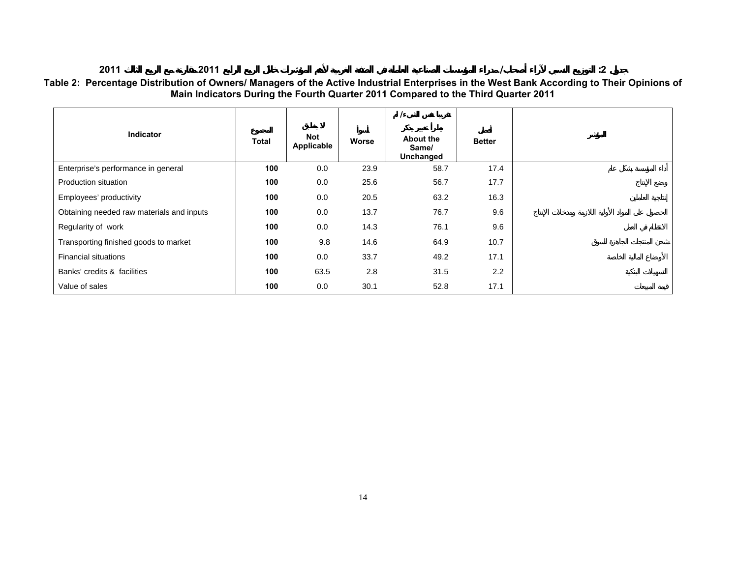**جدول 2: التوزيع النسبي لآراء أصحاب/ مدراء المؤسسات الصناعية العاملة في الضفة الغربية لأهم المؤشرات خلال الربع الرابع 2011 مقارنة مع الربع الثالث 2011**

**Table 2: Percentage Distribution of Owners/ Managers of the Active Industrial Enterprises in the West Bank According to Their Opinions of Main Indicators During the Fourth Quarter 2011 Compared to the Third Quarter 2011**

| Indicator | المجموع Total | لا ينطبق Not Applicable | أسوأ Worse | تقريبا نفس الشيء/ لم يطرأ تغيير يذكر About the Same/ Unchanged | أفضل Better | المؤشر |
|---|---|---|---|---|---|---|
| Enterprise's performance in general | **100** | 0.0 | 23.9 | 58.7 | 17.4 | أداء المؤسسة بشكل عام |
| Production situation | **100** | 0.0 | 25.6 | 56.7 | 17.7 | وضع الإنتاج |
| Employees' productivity | **100** | 0.0 | 20.5 | 63.2 | 16.3 | إنتاجية العاملين |
| Obtaining needed raw materials and inputs | **100** | 0.0 | 13.7 | 76.7 | 9.6 | الحصول على المواد الأولية اللازمة ومدخلات الإنتاج |
| Regularity of work | **100** | 0.0 | 14.3 | 76.1 | 9.6 | الانتظام في العمل |
| Transporting finished goods to market | **100** | 9.8 | 14.6 | 64.9 | 10.7 | شحن المنتجات الجاهزة للسوق |
| Financial situations | **100** | 0.0 | 33.7 | 49.2 | 17.1 | الأوضاع المالية الخاصة |
| Banks' credits & facilities | **100** | 63.5 | 2.8 | 31.5 | 2.2 | التسهيلات البنكية |
| Value of sales | **100** | 0.0 | 30.1 | 52.8 | 17.1 | قيمة المبيعات |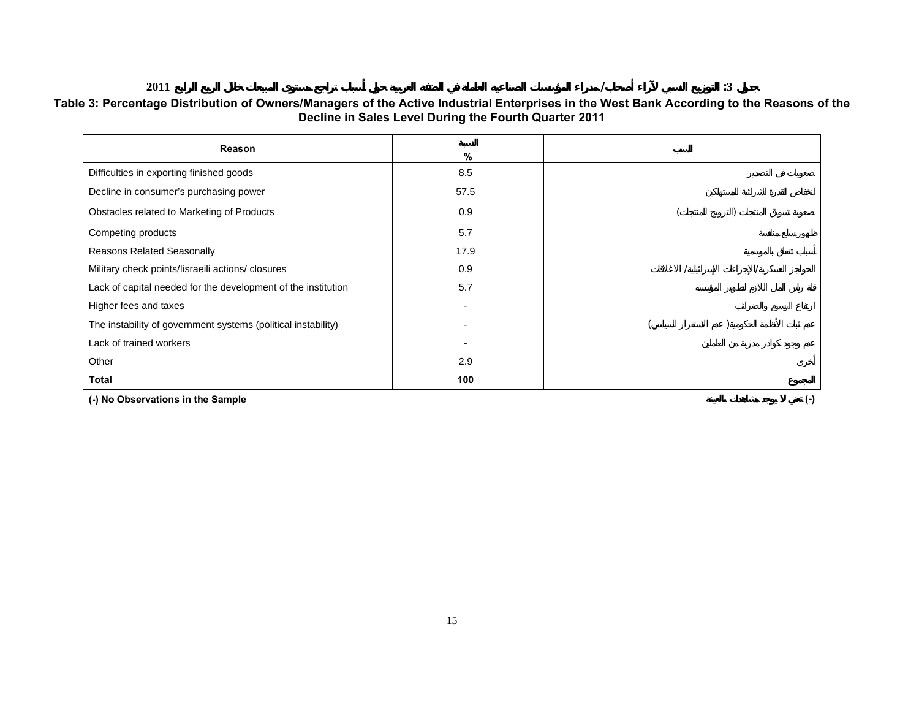**جدول 3: التوزيع النسبي لآراء أصحاب/مدراء المؤسسات الصناعية العاملة في الضفة الغربية حول أسباب تراجع مستوى المبيعات خلال الربع الرابع 2011**

**Table 3: Percentage Distribution of Owners/Managers of the Active Industrial Enterprises in the West Bank According to the Reasons of the Decline in Sales Level During the Fourth Quarter 2011**

| Reason | النسبة % | السبب |
|---|---|---|
| Difficulties in exporting finished goods | 8.5 | صعوبات في التصدير |
| Decline in consumer's purchasing power | 57.5 | انخفاض القدرة الشرائية للمستهلكين |
| Obstacles related to Marketing of Products | 0.9 | صعوبة تسويق المنتجات (الترويج للمنتجات) |
| Competing products | 5.7 | ظهور سلع منافسة |
| Reasons Related Seasonally | 17.9 | أسباب تتعلق بالموسمية |
| Military check points/Iisraeili actions/ closures | 0.9 | الحواجز العسكرية/الإجراءات الإسرائيلية/ الاغلاقات |
| Lack of capital needed for the development of the institution | 5.7 | قلة رأس المال اللازم لتطوير المؤسسة |
| Higher fees and taxes | - | ارتفاع الرسوم والضرائب |
| The instability of government systems (political instability) | - | عدم ثبات الأنظمة الحكومية( عدم الاستقرار السياسي) |
| Lack of trained workers | - | عدم وجود كوادر مدربة من العاملين |
| Other | 2.9 | أخرى |
| **Total** | **100** | **المجموع** |

**(-) No Observations in the Sample** — **(-) تعني لا يوجد مشاهدات بالعينة**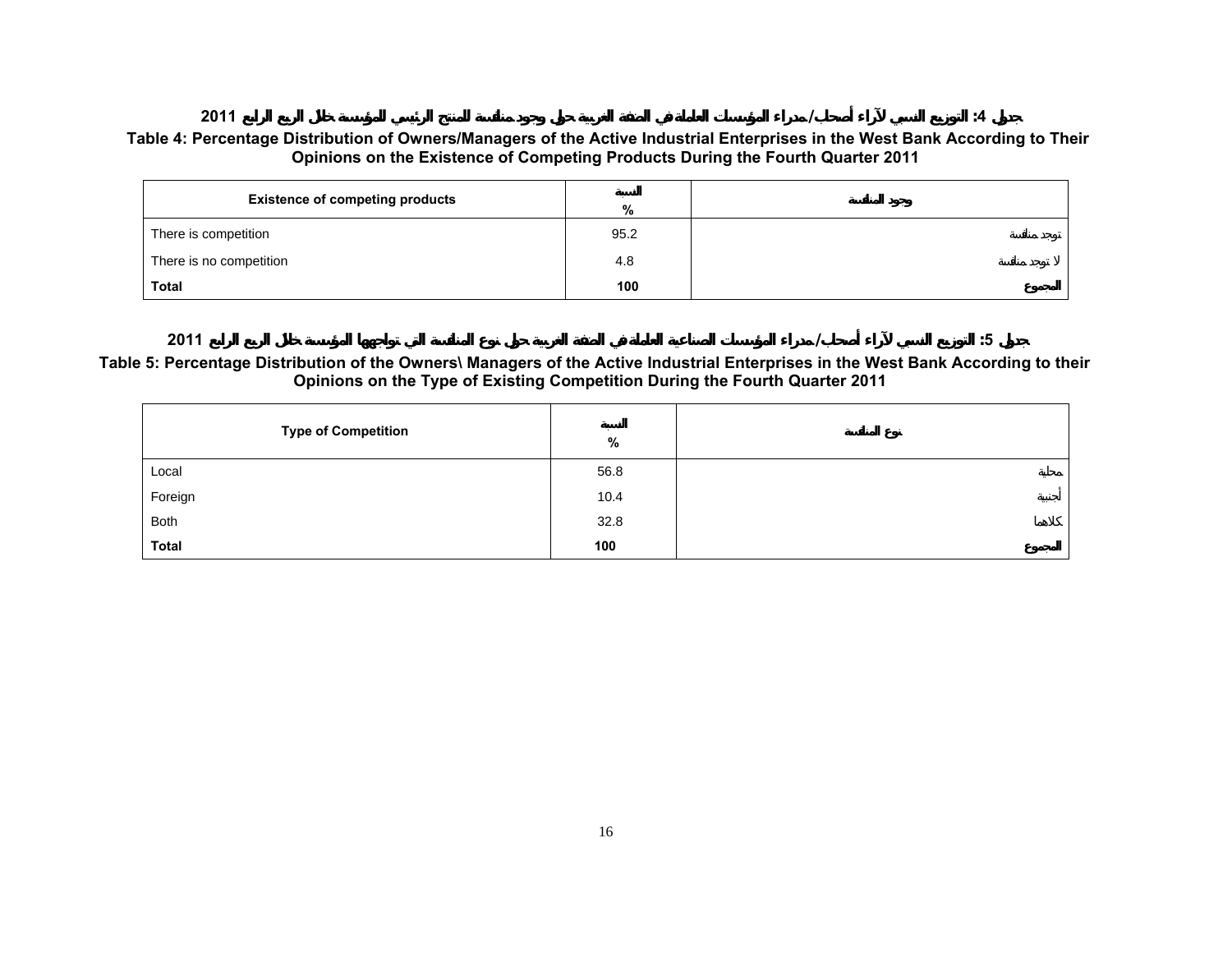جدول 4: التوزيع النسبي لآراء أصحاب/مدراء المؤسسات العاملة في الضفة الغربية حول وجود منافسة للمنتج الرئيسي للمؤسسة خلال الربع الرابع 2011

**Table 4: Percentage Distribution of Owners/Managers of the Active Industrial Enterprises in the West Bank According to Their Opinions on the Existence of Competing Products During the Fourth Quarter 2011**

| Existence of competing products | النسبة % | وجود المنافسة |
|---|---|---|
| There is competition | 95.2 | توجد منافسة |
| There is no competition | 4.8 | لا توجد منافسة |
| **Total** | **100** | **المجموع** |

جدول 5: التوزيع النسبي لآراء أصحاب/مدراء المؤسسات الصناعية العاملة في الضفة الغربية حول نوع المنافسة التي تواجهها المؤسسة خلال الربع الرابع 2011

**Table 5: Percentage Distribution of the Owners\ Managers of the Active Industrial Enterprises in the West Bank According to their Opinions on the Type of Existing Competition During the Fourth Quarter 2011**

| Type of Competition | النسبة % | نوع المنافسة |
|---|---|---|
| Local | 56.8 | محلية |
| Foreign | 10.4 | أجنبية |
| Both | 32.8 | كلاهما |
| **Total** | **100** | **المجموع** |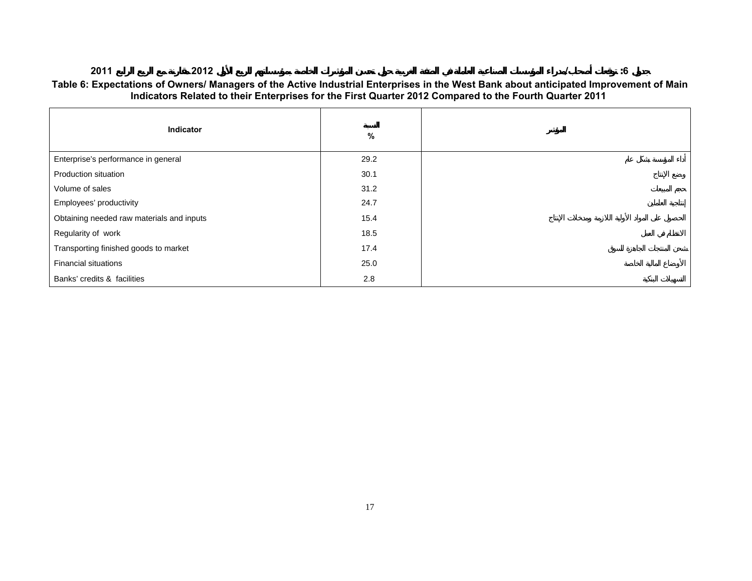جدول 6: توقعات أصحاب/مدراء المؤسسات الصناعية العاملة في الضفة الغربية حول تحسن المؤشرات الخاصة بمؤسساتهم للربع الأول 2012 مقارنة مع الربع الرابع 2011

**Table 6: Expectations of Owners/ Managers of the Active Industrial Enterprises in the West Bank about anticipated Improvement of Main Indicators Related to their Enterprises for the First Quarter 2012 Compared to the Fourth Quarter 2011**

| Indicator | النسبة % | المؤشر |
|---|---|---|
| Enterprise's performance in general | 29.2 | أداء المؤسسة بشكل عام |
| Production situation | 30.1 | وضع الإنتاج |
| Volume of sales | 31.2 | حجم المبيعات |
| Employees' productivity | 24.7 | إنتاجية العاملين |
| Obtaining needed raw materials and inputs | 15.4 | الحصول على المواد الأولية اللازمة ومدخلات الإنتاج |
| Regularity of work | 18.5 | الانتظام في العمل |
| Transporting finished goods to market | 17.4 | شحن المنتجات الجاهزة للسوق |
| Financial situations | 25.0 | الأوضاع المالية الخاصة |
| Banks' credits & facilities | 2.8 | التسهيلات البنكية |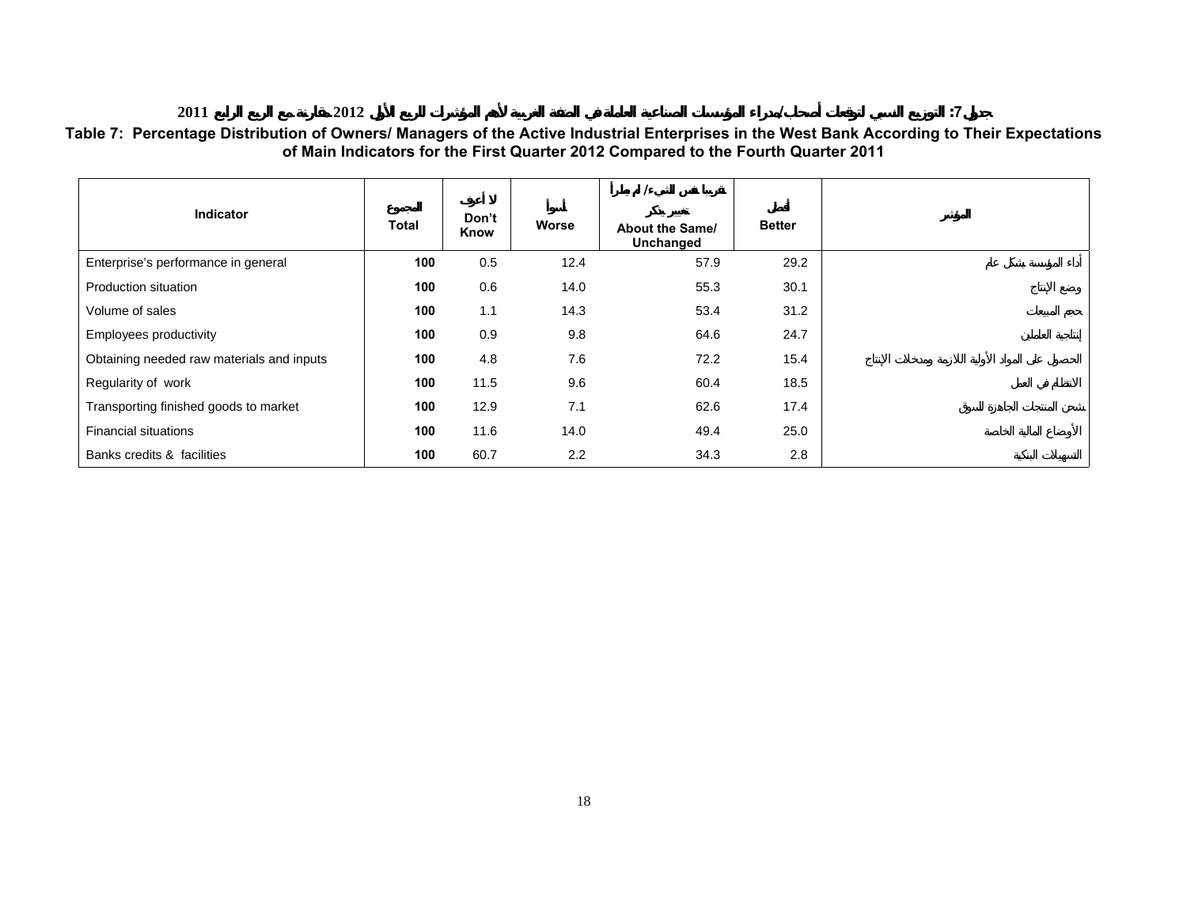**جدول 7: التوزيع النسبي لتوقعات أصحاب/مدراء المؤسسات الصناعية العاملة في الضفة الغربية لأهم المؤشرات للربع الأول 2012 مقارنة مع الربع الرابع 2011**

**Table 7: Percentage Distribution of Owners/ Managers of the Active Industrial Enterprises in the West Bank According to Their Expectations of Main Indicators for the First Quarter 2012 Compared to the Fourth Quarter 2011**

| Indicator | المجموع Total | لا أعرف Don't Know | أسوأ Worse | تقريبا نفس الشيء/ لم يطرأ تغيير يذكر About the Same/ Unchanged | أفضل Better | المؤشر |
|---|---|---|---|---|---|---|
| Enterprise's performance in general | **100** | 0.5 | 12.4 | 57.9 | 29.2 | أداء المؤسسة بشكل عام |
| Production situation | **100** | 0.6 | 14.0 | 55.3 | 30.1 | وضع الإنتاج |
| Volume of sales | **100** | 1.1 | 14.3 | 53.4 | 31.2 | حجم المبيعات |
| Employees productivity | **100** | 0.9 | 9.8 | 64.6 | 24.7 | إنتاجية العاملين |
| Obtaining needed raw materials and inputs | **100** | 4.8 | 7.6 | 72.2 | 15.4 | الحصول على المواد الأولية اللازمة ومدخلات الإنتاج |
| Regularity of work | **100** | 11.5 | 9.6 | 60.4 | 18.5 | الانتظام في العمل |
| Transporting finished goods to market | **100** | 12.9 | 7.1 | 62.6 | 17.4 | شحن المنتجات الجاهزة للسوق |
| Financial situations | **100** | 11.6 | 14.0 | 49.4 | 25.0 | الأوضاع المالية الخاصة |
| Banks credits & facilities | **100** | 60.7 | 2.2 | 34.3 | 2.8 | التسهيلات البنكية |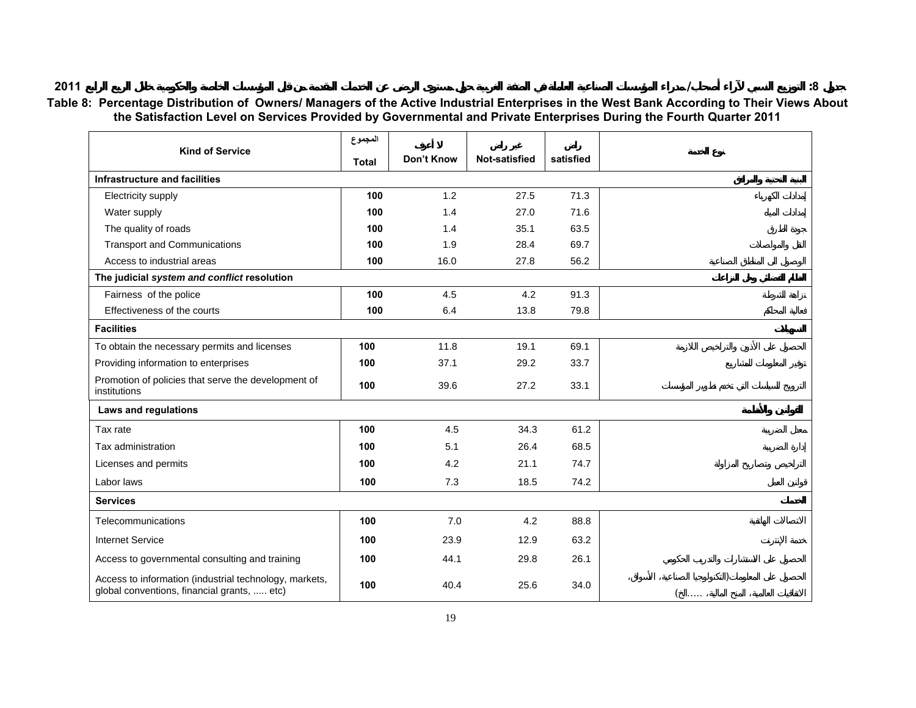جدول 8: التوزيع النسبي لآراء أصحاب/مدراء المؤسسات الصناعية العاملة في الضفة الغربية حول مستوى الرضى عن الخدمات المقدمة من قبل المؤسسات الخاصة والحكومية خلال الربع الرابع 2011

**Table 8: Percentage Distribution of Owners/ Managers of the Active Industrial Enterprises in the West Bank According to Their Views About the Satisfaction Level on Services Provided by Governmental and Private Enterprises During the Fourth Quarter 2011**

| Kind of Service | المجموع Total | لا أعرف Don't Know | غير راض Not-satisfied | راض satisfied | نوع الخدمة |
|---|---|---|---|---|---|
| **Infrastructure and facilities** | | | | | **البنية التحتية والمرافق** |
| Electricity supply | **100** | 1.2 | 27.5 | 71.3 | إمدادات الكهرباء |
| Water supply | **100** | 1.4 | 27.0 | 71.6 | إمدادات المياه |
| The quality of roads | **100** | 1.4 | 35.1 | 63.5 | جودة الطرق |
| Transport and Communications | **100** | 1.9 | 28.4 | 69.7 | النقل والمواصلات |
| Access to industrial areas | **100** | 16.0 | 27.8 | 56.2 | الوصول الى المناطق الصناعية |
| **The judicial *system and conflict* resolution** | | | | | **النظام القضائي وحل النزاعات** |
| Fairness of the police | **100** | 4.5 | 4.2 | 91.3 | نزاهة الشرطة |
| Effectiveness of the courts | **100** | 6.4 | 13.8 | 79.8 | فعالية المحاكم |
| **Facilities** | | | | | **التسهيلات** |
| To obtain the necessary permits and licenses | **100** | 11.8 | 19.1 | 69.1 | الحصول على الأذون والتراخيص اللازمة |
| Providing information to enterprises | **100** | 37.1 | 29.2 | 33.7 | توفير المعلومات للمشاريع |
| Promotion of policies that serve the development of institutions | **100** | 39.6 | 27.2 | 33.1 | الترويج للسياسات التي تخدم تطوير المؤسسات |
| **Laws and regulations** | | | | | **القوانين والأنظمة** |
| Tax rate | **100** | 4.5 | 34.3 | 61.2 | معدل الضريبة |
| Tax administration | **100** | 5.1 | 26.4 | 68.5 | إدارة الضريبة |
| Licenses and permits | **100** | 4.2 | 21.1 | 74.7 | التراخيص وتصاريح المزاولة |
| Labor laws | **100** | 7.3 | 18.5 | 74.2 | قوانين العمل |
| **Services** | | | | | **الخدمات** |
| Telecommunications | **100** | 7.0 | 4.2 | 88.8 | الاتصالات الهاتفية |
| Internet Service | **100** | 23.9 | 12.9 | 63.2 | خدمة الإنترنت |
| Access to governmental consulting and training | **100** | 44.1 | 29.8 | 26.1 | الحصول على الاستشارات والتدريب الحكومي |
| Access to information (industrial technology, markets, global conventions, financial grants, ..... etc) | **100** | 40.4 | 25.6 | 34.0 | الحصول على المعلومات(التكنولوجيا الصناعية، الأسواق، الاتفاقيات العالمية، المنح المالية، .....الخ) |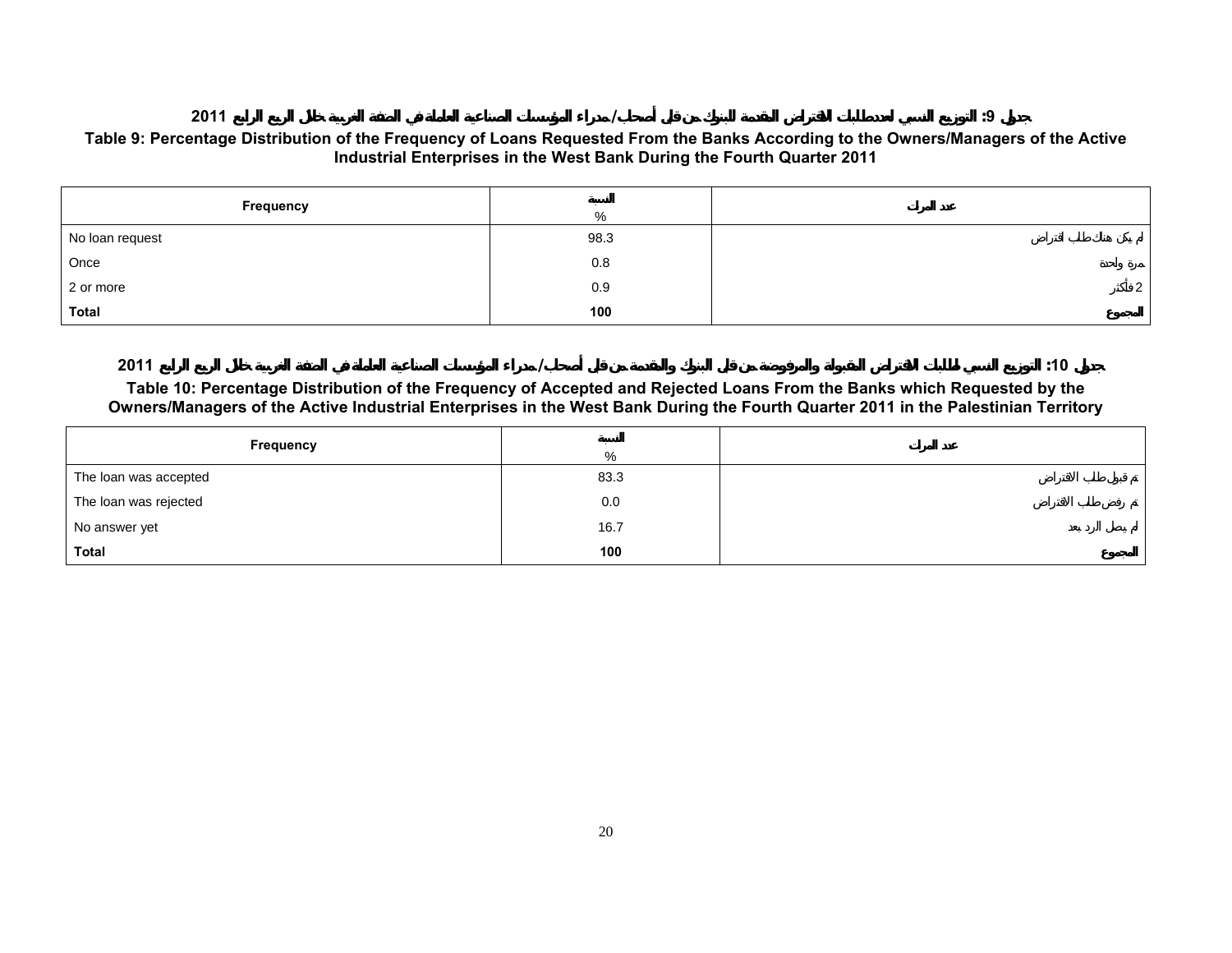**جدول 9: التوزيع النسبي لعدد طلبات الاقتراض المقدمة للبنوك من قبل أصحاب/مدراء المؤسسات الصناعية العاملة في الضفة الغربية خلال الربع الرابع 2011**

**Table 9: Percentage Distribution of the Frequency of Loans Requested From the Banks According to the Owners/Managers of the Active Industrial Enterprises in the West Bank During the Fourth Quarter 2011**

| Frequency | النسبة % | عدد المرات |
|---|---|---|
| No loan request | 98.3 | لم يكن هناك طلب اقتراض |
| Once | 0.8 | مرة واحدة |
| 2 or more | 0.9 | 2 فأكثر |
| **Total** | **100** | **المجموع** |

**جدول 10: التوزيع النسبي لطلبات الاقتراض المقبولة والمرفوضة من قبل البنوك والمقدمة من قبل أصحاب/مدراء المؤسسات الصناعية العاملة في الضفة الغربية خلال الربع الرابع 2011**

**Table 10: Percentage Distribution of the Frequency of Accepted and Rejected Loans From the Banks which Requested by the Owners/Managers of the Active Industrial Enterprises in the West Bank During the Fourth Quarter 2011 in the Palestinian Territory**

| Frequency | النسبة % | عدد المرات |
|---|---|---|
| The loan was accepted | 83.3 | تم قبول طلب الاقتراض |
| The loan was rejected | 0.0 | تم رفض طلب الاقتراض |
| No answer yet | 16.7 | لم يصل الرد بعد |
| **Total** | **100** | **المجموع** |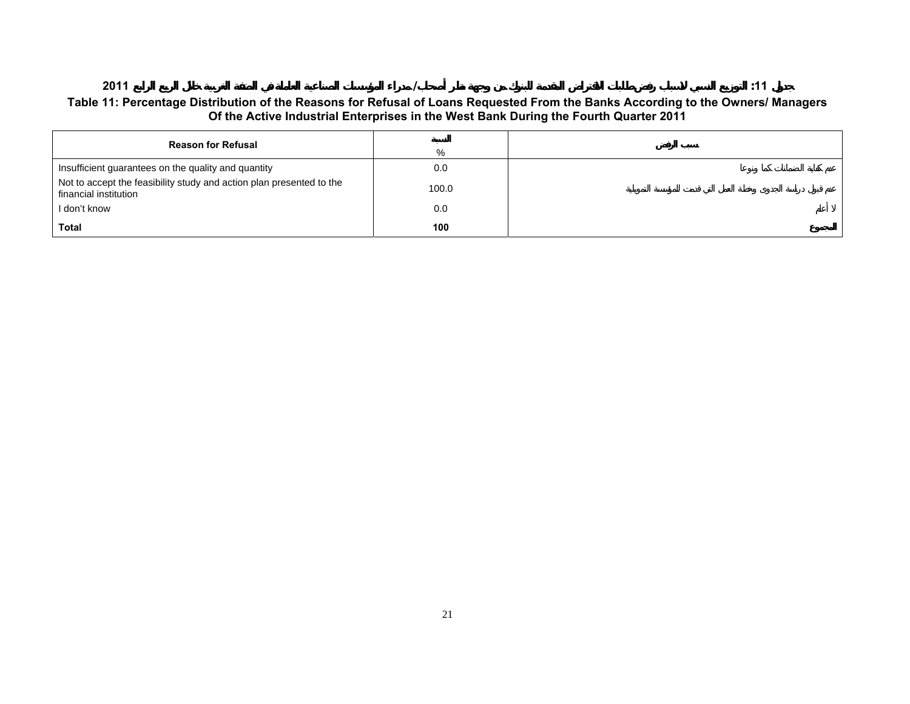**جدول 11: التوزيع النسبي لاسباب رفض طلبات الاقتراض المقدمة للبنوك من وجهة نظر أصحاب/ مدراء المؤسسات الصناعية العاملة في الضفة الغربية خلال الربع الرابع 2011**

**Table 11: Percentage Distribution of the Reasons for Refusal of Loans Requested From the Banks According to the Owners/ Managers Of the Active Industrial Enterprises in the West Bank During the Fourth Quarter 2011**

| Reason for Refusal | النسبة % | سبب الرفض |
|---|---|---|
| Insufficient guarantees on the quality and quantity | 0.0 | عدم كفاية الضمانات كما ونوعا |
| Not to accept the feasibility study and action plan presented to the financial institution | 100.0 | عدم قبول دراسة الجدوى وخطة العمل التي قدمت للمؤسسة التمويلية |
| I don't know | 0.0 | لا أعلم |
| **Total** | **100** | **المجموع** |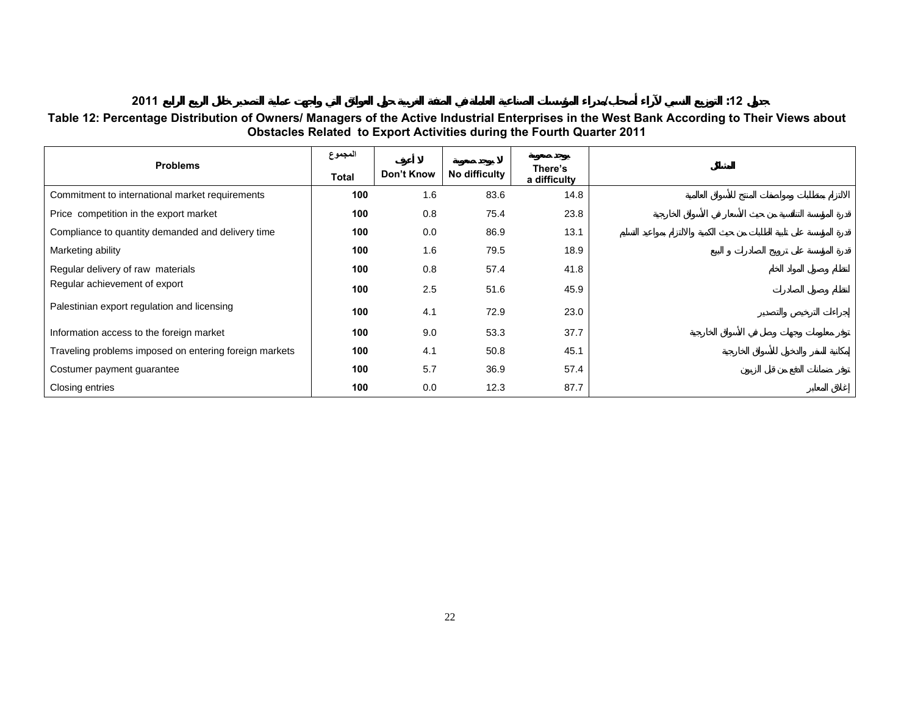جدول 12: التوزيع النسبي لآراء أصحاب/مدراء المؤسسات الصناعية العاملة في الضفة الغربية حول العوائق التي واجهت عملية التصدير خلال الربع الرابع 2011

**Table 12: Percentage Distribution of Owners/ Managers of the Active Industrial Enterprises in the West Bank According to Their Views about Obstacles Related to Export Activities during the Fourth Quarter 2011**

| Problems | المجموع Total | لا أعرف Don't Know | لا يوجد صعوبة No difficulty | يوجد صعوبة There's a difficulty | المشاكل |
|---|---|---|---|---|---|
| Commitment to international market requirements | **100** | 1.6 | 83.6 | 14.8 | الالتزام بمتطلبات ومواصفات المنتج للأسواق العالمية |
| Price competition in the export market | **100** | 0.8 | 75.4 | 23.8 | قدرة المؤسسة التنافسية من حيث الأسعار في الأسواق الخارجية |
| Compliance to quantity demanded and delivery time | **100** | 0.0 | 86.9 | 13.1 | قدرة المؤسسة على تلبية الطلبات من حيث الكمية والالتزام بمواعيد التسليم |
| Marketing ability | **100** | 1.6 | 79.5 | 18.9 | قدرة المؤسسة على ترويج الصادرات و البيع |
| Regular delivery of raw materials | **100** | 0.8 | 57.4 | 41.8 | انتظام وصول المواد الخام |
| Regular achievement of export | **100** | 2.5 | 51.6 | 45.9 | انتظام وصول الصادرات |
| Palestinian export regulation and licensing | **100** | 4.1 | 72.9 | 23.0 | إجراءات الترخيص والتصدير |
| Information access to the foreign market | **100** | 9.0 | 53.3 | 37.7 | توفر معلومات وجهات وصل في الأسواق الخارجية |
| Traveling problems imposed on entering foreign markets | **100** | 4.1 | 50.8 | 45.1 | إمكانية السفر والدخول للأسواق الخارجية |
| Costumer payment guarantee | **100** | 5.7 | 36.9 | 57.4 | توفر ضمانات الدفع من قبل الزبون |
| Closing entries | **100** | 0.0 | 12.3 | 87.7 | إغلاق المعابر |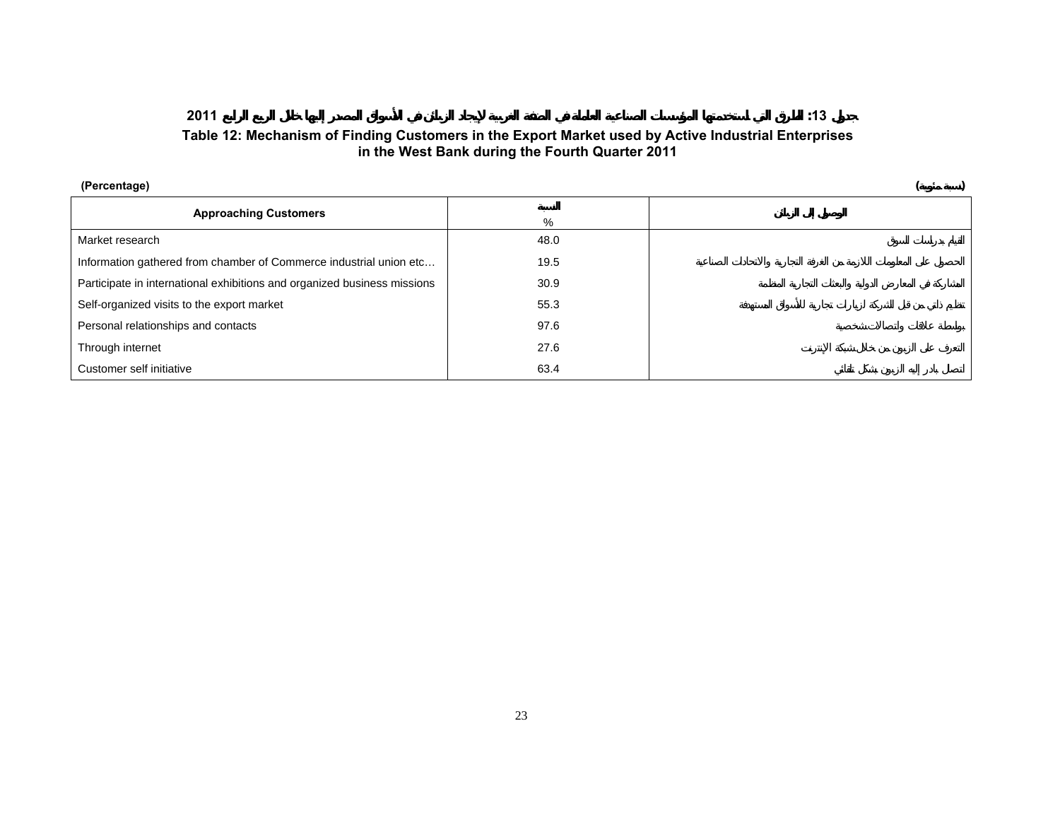**جدول 13: الطرق التي استخدمتها المؤسسات الصناعية العاملة في الضفة الغربية لإيجاد الزبائن في الأسواق المصدر إليها خلال الربع الرابع 2011**

**Table 12: Mechanism of Finding Customers in the Export Market used by Active Industrial Enterprises in the West Bank during the Fourth Quarter 2011**

**(Percentage)** **(نسبة مئوية)**

| Approaching Customers | النسبة % | الوصول إلى الزبائن |
|---|---|---|
| Market research | 48.0 | القيام بدراسات السوق |
| Information gathered from chamber of Commerce industrial union etc… | 19.5 | الحصول على المعلومات اللازمة من الغرفة التجارية والاتحادات الصناعية |
| Participate in international exhibitions and organized business missions | 30.9 | المشاركة في المعارض الدولية والبعثات التجارية المنظمة |
| Self-organized visits to the export market | 55.3 | تنظيم ذاتي من قبل الشركة لزيارات تجارية للأسواق المستهدفة |
| Personal relationships and contacts | 97.6 | بواسطة علاقات واتصالات شخصية |
| Through internet | 27.6 | التعرف على الزبون من خلال شبكة الإنترنت |
| Customer self initiative | 63.4 | اتصل بادر إليه الزبون بشكل تلقائي |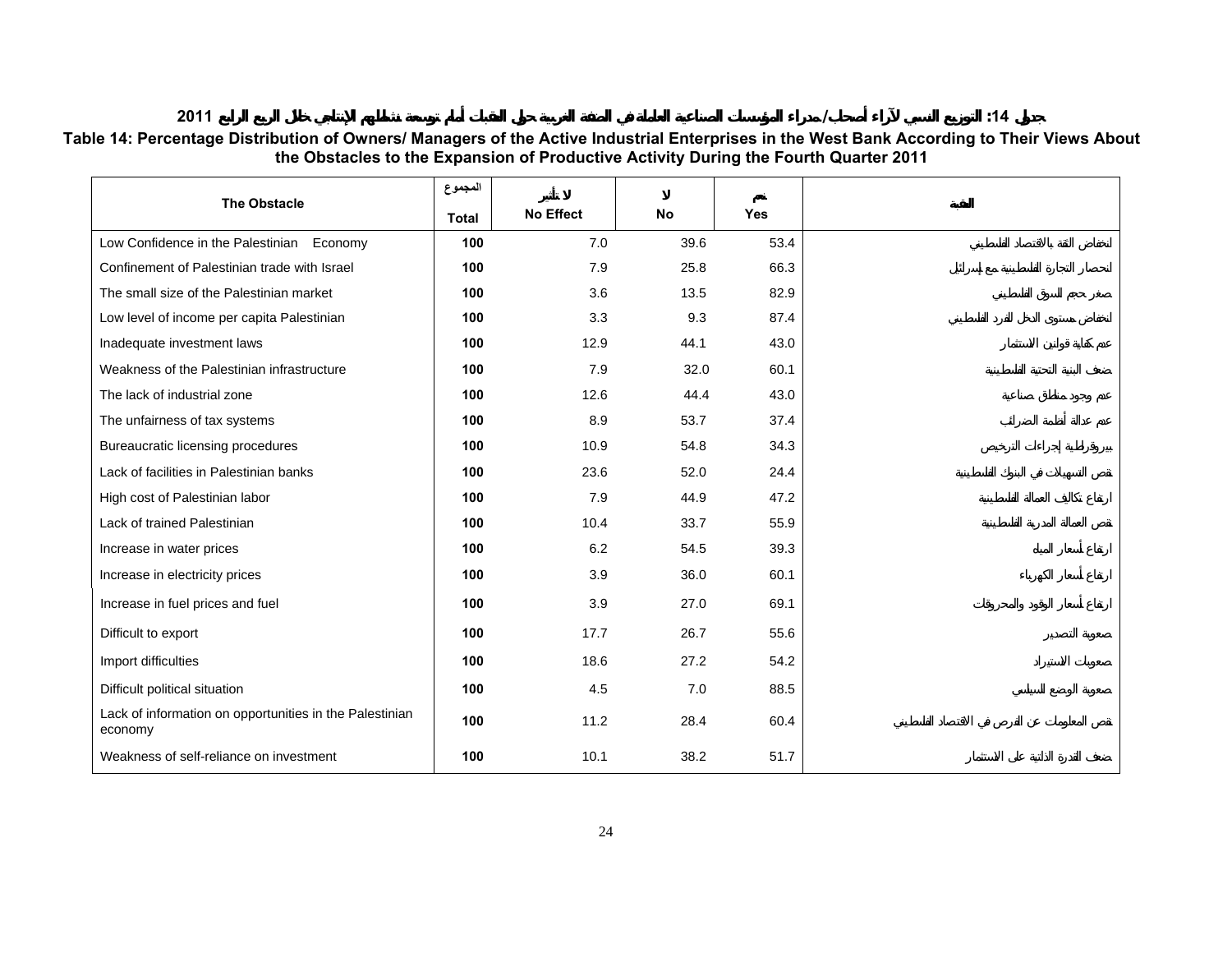**جدول 14: التوزيع النسبي لآراء أصحاب/مدراء المؤسسات الصناعية العاملة في الضفة الغربية حول العقبات أمام توسعة نشاطهم الإنتاجي خلال الربع الرابع 2011**

**Table 14: Percentage Distribution of Owners/ Managers of the Active Industrial Enterprises in the West Bank According to Their Views About the Obstacles to the Expansion of Productive Activity During the Fourth Quarter 2011**

| The Obstacle | المجموع Total | لا تأثير No Effect | لا No | نعم Yes | العقبة |
|---|---|---|---|---|---|
| Low Confidence in the Palestinian Economy | **100** | 7.0 | 39.6 | 53.4 | انخفاض الثقة بالاقتصاد الفلسطيني |
| Confinement of Palestinian trade with Israel | **100** | 7.9 | 25.8 | 66.3 | انحصار التجارة الفلسطينية مع إسرائيل |
| The small size of the Palestinian market | **100** | 3.6 | 13.5 | 82.9 | صغر حجم السوق الفلسطيني |
| Low level of income per capita Palestinian | **100** | 3.3 | 9.3 | 87.4 | انخفاض مستوى الدخل للفرد الفلسطيني |
| Inadequate investment laws | **100** | 12.9 | 44.1 | 43.0 | عدم كفاية قوانين الاستثمار |
| Weakness of the Palestinian infrastructure | **100** | 7.9 | 32.0 | 60.1 | ضعف البنية التحتية الفلسطينية |
| The lack of industrial zone | **100** | 12.6 | 44.4 | 43.0 | عدم وجود مناطق صناعية |
| The unfairness of tax systems | **100** | 8.9 | 53.7 | 37.4 | عدم عدالة أنظمة الضرائب |
| Bureaucratic licensing procedures | **100** | 10.9 | 54.8 | 34.3 | بيروقراطية إجراءات الترخيص |
| Lack of facilities in Palestinian banks | **100** | 23.6 | 52.0 | 24.4 | نقص التسهيلات في البنوك الفلسطينية |
| High cost of Palestinian labor | **100** | 7.9 | 44.9 | 47.2 | ارتفاع تكاليف العمالة الفلسطينية |
| Lack of trained Palestinian | **100** | 10.4 | 33.7 | 55.9 | نقص العمالة المدربة الفلسطينية |
| Increase in water prices | **100** | 6.2 | 54.5 | 39.3 | ارتفاع أسعار المياه |
| Increase in electricity prices | **100** | 3.9 | 36.0 | 60.1 | ارتفاع أسعار الكهرباء |
| Increase in fuel prices and fuel | **100** | 3.9 | 27.0 | 69.1 | ارتفاع أسعار الوقود والمحروقات |
| Difficult to export | **100** | 17.7 | 26.7 | 55.6 | صعوبة التصدير |
| Import difficulties | **100** | 18.6 | 27.2 | 54.2 | صعوبات الاستيراد |
| Difficult political situation | **100** | 4.5 | 7.0 | 88.5 | صعوبة الوضع السياسي |
| Lack of information on opportunities in the Palestinian economy | **100** | 11.2 | 28.4 | 60.4 | نقص المعلومات عن الفرص في الاقتصاد الفلسطيني |
| Weakness of self-reliance on investment | **100** | 10.1 | 38.2 | 51.7 | ضعف القدرة الذاتية على الاستثمار |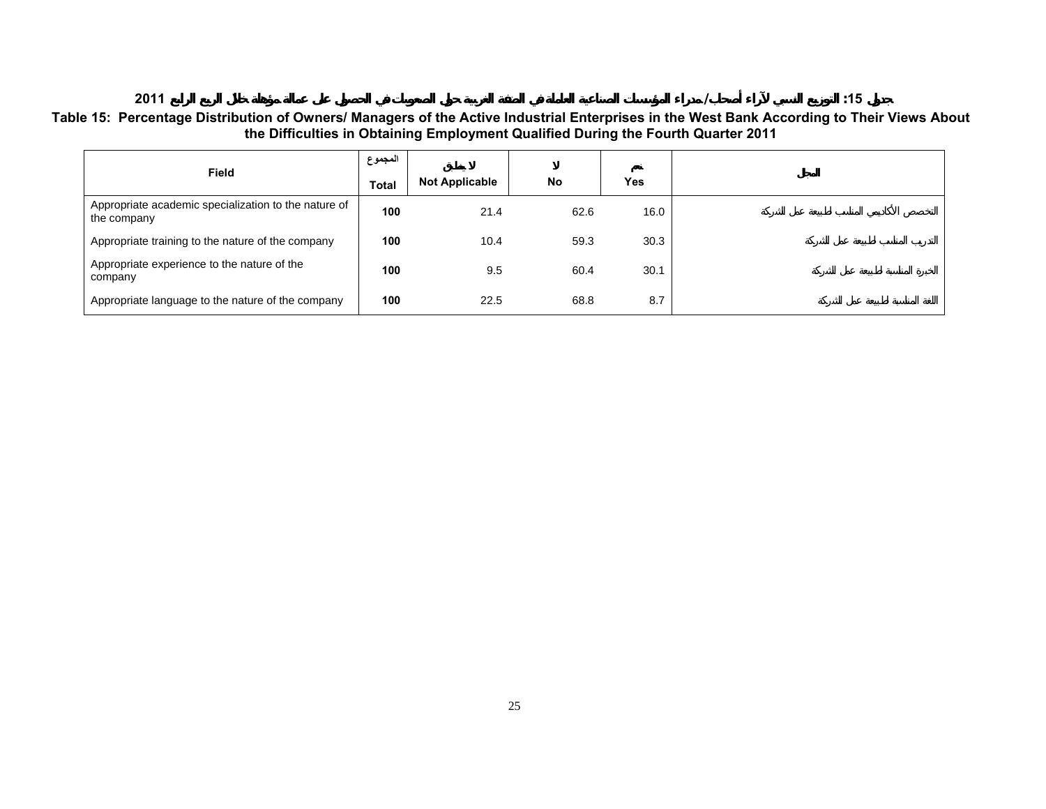**جدول 15: التوزيع النسبي لآراء أصحاب/مدراء المؤسسات الصناعية العاملة في الضفة الغربية حول الصعوبات في الحصول على عمالة مؤهلة خلال الربع الرابع 2011**

**Table 15: Percentage Distribution of Owners/ Managers of the Active Industrial Enterprises in the West Bank According to Their Views About the Difficulties in Obtaining Employment Qualified During the Fourth Quarter 2011**

| Field | المجموع Total | لا ينطبق Not Applicable | لا No | نعم Yes | المجال |
|---|---|---|---|---|---|
| Appropriate academic specialization to the nature of the company | **100** | 21.4 | 62.6 | 16.0 | التخصص الأكاديمي المناسب لطبيعة عمل الشركة |
| Appropriate training to the nature of the company | **100** | 10.4 | 59.3 | 30.3 | التدريب المناسب لطبيعة عمل الشركة |
| Appropriate experience to the nature of the company | **100** | 9.5 | 60.4 | 30.1 | الخبرة المناسبة لطبيعة عمل الشركة |
| Appropriate language to the nature of the company | **100** | 22.5 | 68.8 | 8.7 | اللغة المناسبة لطبيعة عمل الشركة |